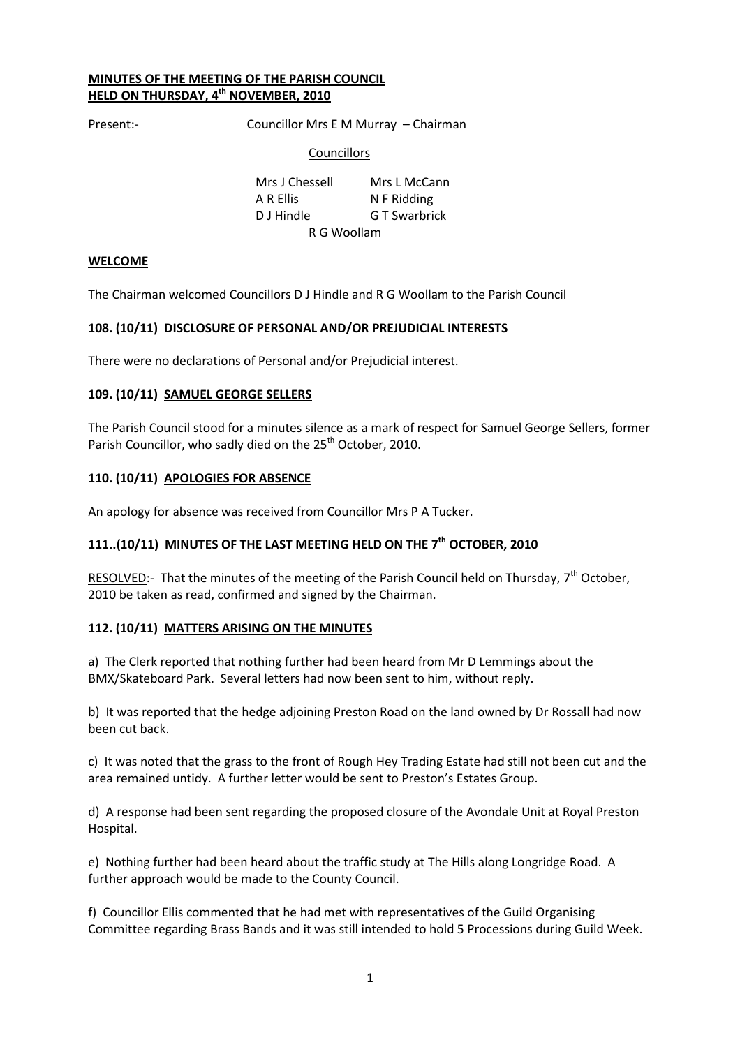# MINUTES OF THE MEETING OF THE PARISH COUNCIL HELD ON THURSDAY, 4th NOVEMBER, 2010

Present:- Councillor Mrs E M Murray – Chairman

Councillors

| | |
|---|---|
| Mrs J Chessell | Mrs L McCann |
| A R Ellis | N F Ridding |
| D J Hindle | G T Swarbrick |
| R G Woollam | |

## WELCOME

The Chairman welcomed Councillors D J Hindle and R G Woollam to the Parish Council

## 108. (10/11) DISCLOSURE OF PERSONAL AND/OR PREJUDICIAL INTERESTS

There were no declarations of Personal and/or Prejudicial interest.

## 109. (10/11) SAMUEL GEORGE SELLERS

The Parish Council stood for a minutes silence as a mark of respect for Samuel George Sellers, former Parish Councillor, who sadly died on the 25th October, 2010.

## 110. (10/11) APOLOGIES FOR ABSENCE

An apology for absence was received from Councillor Mrs P A Tucker.

## 111..(10/11) MINUTES OF THE LAST MEETING HELD ON THE 7th OCTOBER, 2010

RESOLVED:- That the minutes of the meeting of the Parish Council held on Thursday, 7th October, 2010 be taken as read, confirmed and signed by the Chairman.

## 112. (10/11) MATTERS ARISING ON THE MINUTES

a) The Clerk reported that nothing further had been heard from Mr D Lemmings about the BMX/Skateboard Park. Several letters had now been sent to him, without reply.

b) It was reported that the hedge adjoining Preston Road on the land owned by Dr Rossall had now been cut back.

c) It was noted that the grass to the front of Rough Hey Trading Estate had still not been cut and the area remained untidy. A further letter would be sent to Preston's Estates Group.

d) A response had been sent regarding the proposed closure of the Avondale Unit at Royal Preston Hospital.

e) Nothing further had been heard about the traffic study at The Hills along Longridge Road. A further approach would be made to the County Council.

f) Councillor Ellis commented that he had met with representatives of the Guild Organising Committee regarding Brass Bands and it was still intended to hold 5 Processions during Guild Week.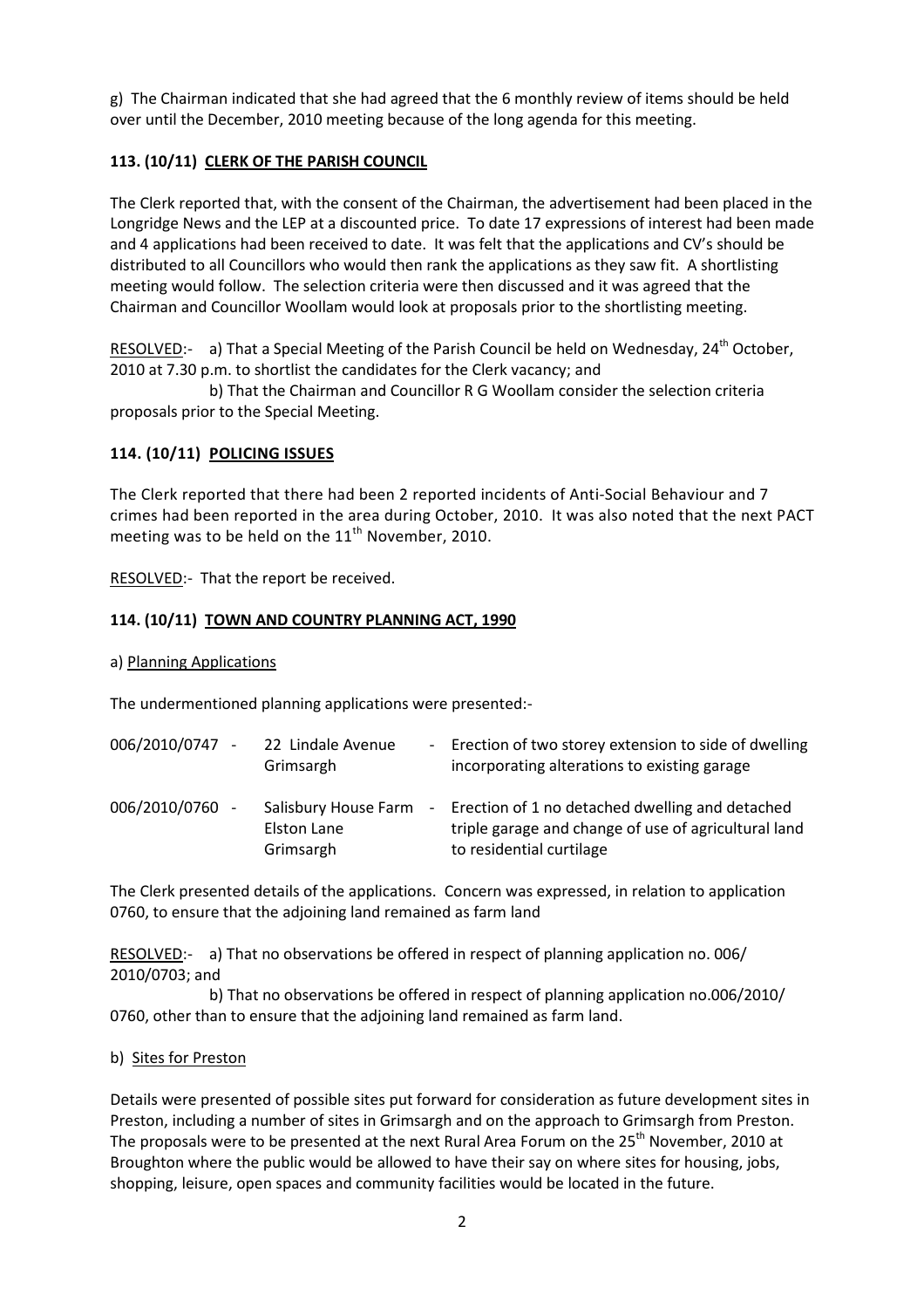g) The Chairman indicated that she had agreed that the 6 monthly review of items should be held over until the December, 2010 meeting because of the long agenda for this meeting.

### 113. (10/11) CLERK OF THE PARISH COUNCIL

The Clerk reported that, with the consent of the Chairman, the advertisement had been placed in the Longridge News and the LEP at a discounted price. To date 17 expressions of interest had been made and 4 applications had been received to date. It was felt that the applications and CV's should be distributed to all Councillors who would then rank the applications as they saw fit. A shortlisting meeting would follow. The selection criteria were then discussed and it was agreed that the Chairman and Councillor Woollam would look at proposals prior to the shortlisting meeting.

RESOLVED:- a) That a Special Meeting of the Parish Council be held on Wednesday, 24th October, 2010 at 7.30 p.m. to shortlist the candidates for the Clerk vacancy; and

b) That the Chairman and Councillor R G Woollam consider the selection criteria proposals prior to the Special Meeting.

### 114. (10/11) POLICING ISSUES

The Clerk reported that there had been 2 reported incidents of Anti-Social Behaviour and 7 crimes had been reported in the area during October, 2010. It was also noted that the next PACT meeting was to be held on the 11th November, 2010.

RESOLVED:- That the report be received.

### 114. (10/11) TOWN AND COUNTRY PLANNING ACT, 1990

a) Planning Applications

The undermentioned planning applications were presented:-

| | | |
|---|---|---|
| 006/2010/0747 - | 22 Lindale Avenue Grimsargh | - Erection of two storey extension to side of dwelling incorporating alterations to existing garage |
| 006/2010/0760 - | Salisbury House Farm Elston Lane Grimsargh | - Erection of 1 no detached dwelling and detached triple garage and change of use of agricultural land to residential curtilage |

The Clerk presented details of the applications. Concern was expressed, in relation to application 0760, to ensure that the adjoining land remained as farm land

RESOLVED:- a) That no observations be offered in respect of planning application no. 006/ 2010/0703; and

b) That no observations be offered in respect of planning application no.006/2010/ 0760, other than to ensure that the adjoining land remained as farm land.

b) Sites for Preston

Details were presented of possible sites put forward for consideration as future development sites in Preston, including a number of sites in Grimsargh and on the approach to Grimsargh from Preston. The proposals were to be presented at the next Rural Area Forum on the 25th November, 2010 at Broughton where the public would be allowed to have their say on where sites for housing, jobs, shopping, leisure, open spaces and community facilities would be located in the future.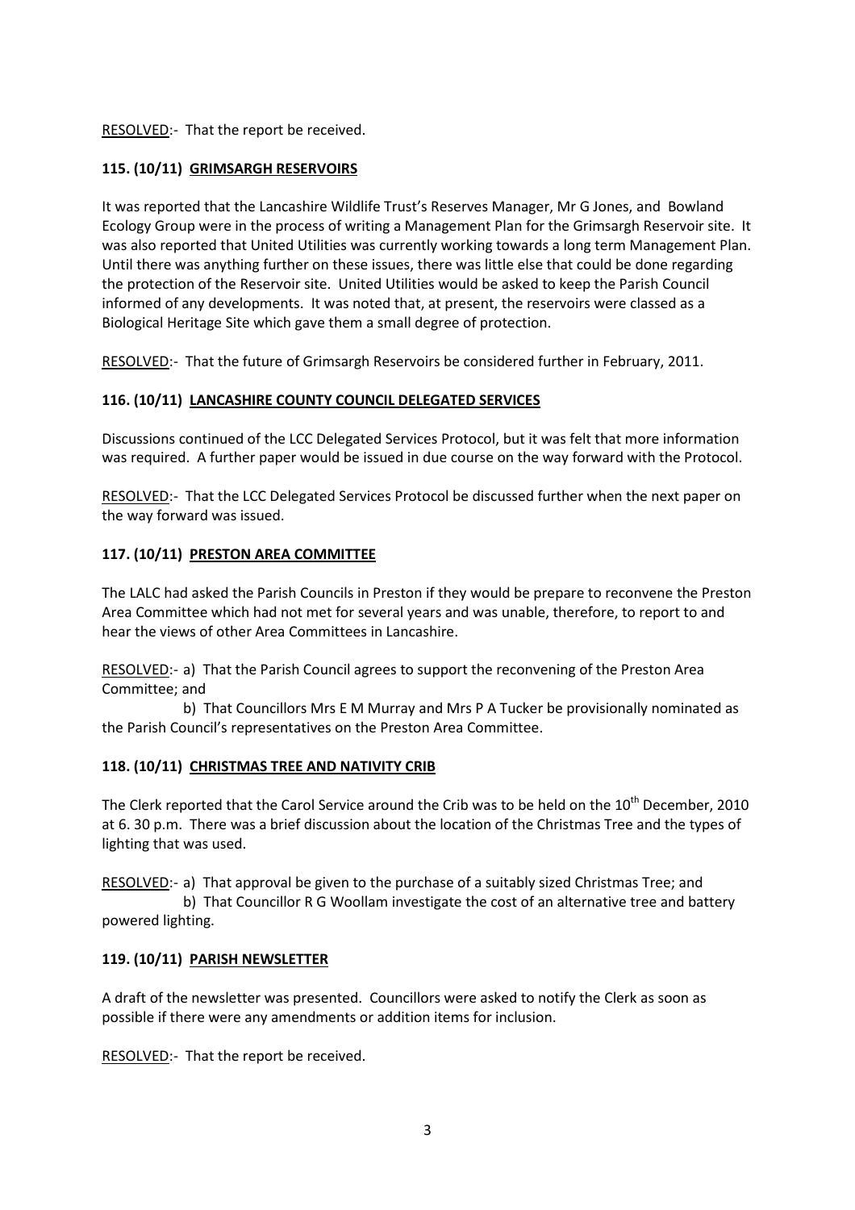RESOLVED:- That the report be received.

### 115. (10/11) GRIMSARGH RESERVOIRS

It was reported that the Lancashire Wildlife Trust's Reserves Manager, Mr G Jones, and Bowland Ecology Group were in the process of writing a Management Plan for the Grimsargh Reservoir site. It was also reported that United Utilities was currently working towards a long term Management Plan. Until there was anything further on these issues, there was little else that could be done regarding the protection of the Reservoir site. United Utilities would be asked to keep the Parish Council informed of any developments. It was noted that, at present, the reservoirs were classed as a Biological Heritage Site which gave them a small degree of protection.

RESOLVED:- That the future of Grimsargh Reservoirs be considered further in February, 2011.

### 116. (10/11) LANCASHIRE COUNTY COUNCIL DELEGATED SERVICES

Discussions continued of the LCC Delegated Services Protocol, but it was felt that more information was required. A further paper would be issued in due course on the way forward with the Protocol.

RESOLVED:- That the LCC Delegated Services Protocol be discussed further when the next paper on the way forward was issued.

### 117. (10/11) PRESTON AREA COMMITTEE

The LALC had asked the Parish Councils in Preston if they would be prepare to reconvene the Preston Area Committee which had not met for several years and was unable, therefore, to report to and hear the views of other Area Committees in Lancashire.

RESOLVED:- a) That the Parish Council agrees to support the reconvening of the Preston Area Committee; and

b) That Councillors Mrs E M Murray and Mrs P A Tucker be provisionally nominated as the Parish Council's representatives on the Preston Area Committee.

### 118. (10/11) CHRISTMAS TREE AND NATIVITY CRIB

The Clerk reported that the Carol Service around the Crib was to be held on the 10th December, 2010 at 6. 30 p.m. There was a brief discussion about the location of the Christmas Tree and the types of lighting that was used.

RESOLVED:- a) That approval be given to the purchase of a suitably sized Christmas Tree; and

b) That Councillor R G Woollam investigate the cost of an alternative tree and battery powered lighting.

### 119. (10/11) PARISH NEWSLETTER

A draft of the newsletter was presented. Councillors were asked to notify the Clerk as soon as possible if there were any amendments or addition items for inclusion.

RESOLVED:- That the report be received.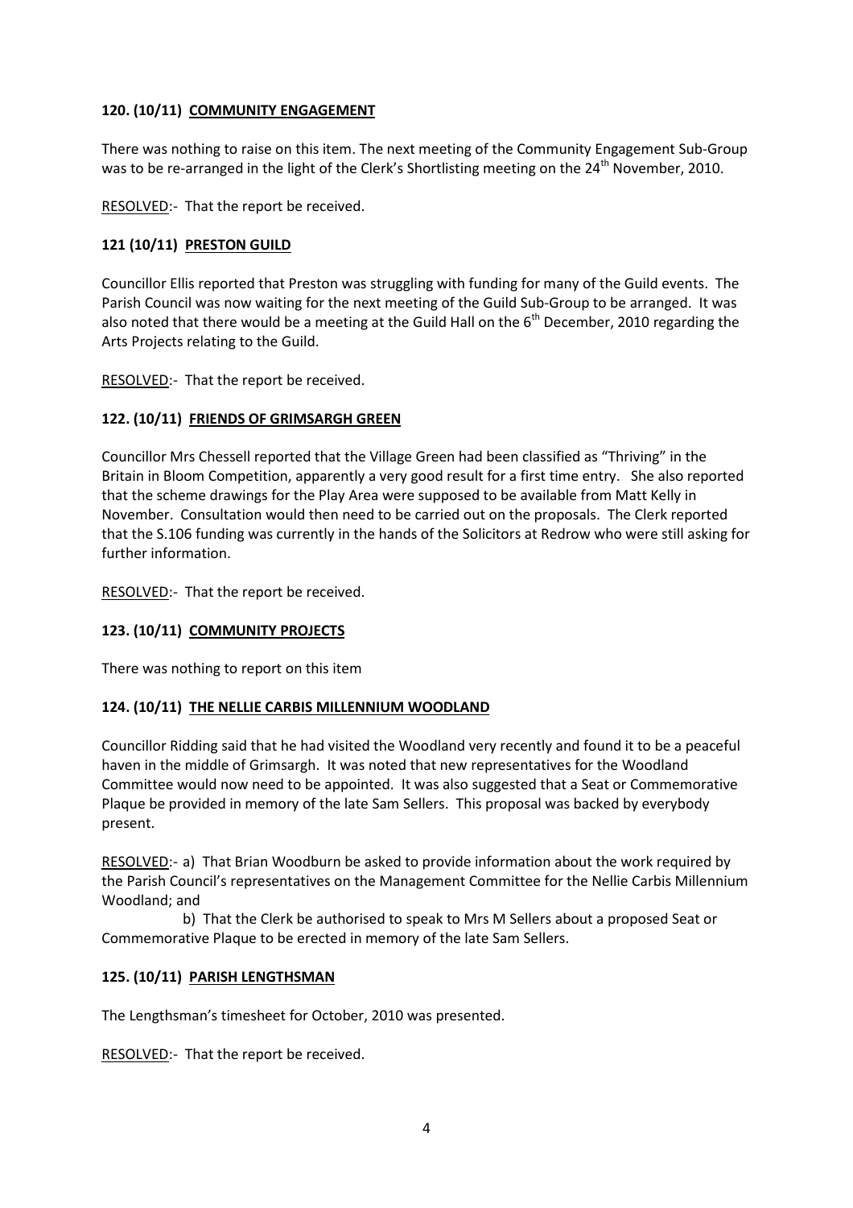### 120. (10/11) <u>COMMUNITY ENGAGEMENT</u>

There was nothing to raise on this item. The next meeting of the Community Engagement Sub-Group was to be re-arranged in the light of the Clerk's Shortlisting meeting on the 24th November, 2010.

<u>RESOLVED</u>:- That the report be received.

### 121 (10/11) <u>PRESTON GUILD</u>

Councillor Ellis reported that Preston was struggling with funding for many of the Guild events. The Parish Council was now waiting for the next meeting of the Guild Sub-Group to be arranged. It was also noted that there would be a meeting at the Guild Hall on the 6th December, 2010 regarding the Arts Projects relating to the Guild.

<u>RESOLVED</u>:- That the report be received.

### 122. (10/11) <u>FRIENDS OF GRIMSARGH GREEN</u>

Councillor Mrs Chessell reported that the Village Green had been classified as "Thriving" in the Britain in Bloom Competition, apparently a very good result for a first time entry. She also reported that the scheme drawings for the Play Area were supposed to be available from Matt Kelly in November. Consultation would then need to be carried out on the proposals. The Clerk reported that the S.106 funding was currently in the hands of the Solicitors at Redrow who were still asking for further information.

<u>RESOLVED</u>:- That the report be received.

### 123. (10/11) <u>COMMUNITY PROJECTS</u>

There was nothing to report on this item

### 124. (10/11) <u>THE NELLIE CARBIS MILLENNIUM WOODLAND</u>

Councillor Ridding said that he had visited the Woodland very recently and found it to be a peaceful haven in the middle of Grimsargh. It was noted that new representatives for the Woodland Committee would now need to be appointed. It was also suggested that a Seat or Commemorative Plaque be provided in memory of the late Sam Sellers. This proposal was backed by everybody present.

<u>RESOLVED</u>:- a) That Brian Woodburn be asked to provide information about the work required by the Parish Council's representatives on the Management Committee for the Nellie Carbis Millennium Woodland; and

b) That the Clerk be authorised to speak to Mrs M Sellers about a proposed Seat or Commemorative Plaque to be erected in memory of the late Sam Sellers.

### 125. (10/11) <u>PARISH LENGTHSMAN</u>

The Lengthsman's timesheet for October, 2010 was presented.

<u>RESOLVED</u>:- That the report be received.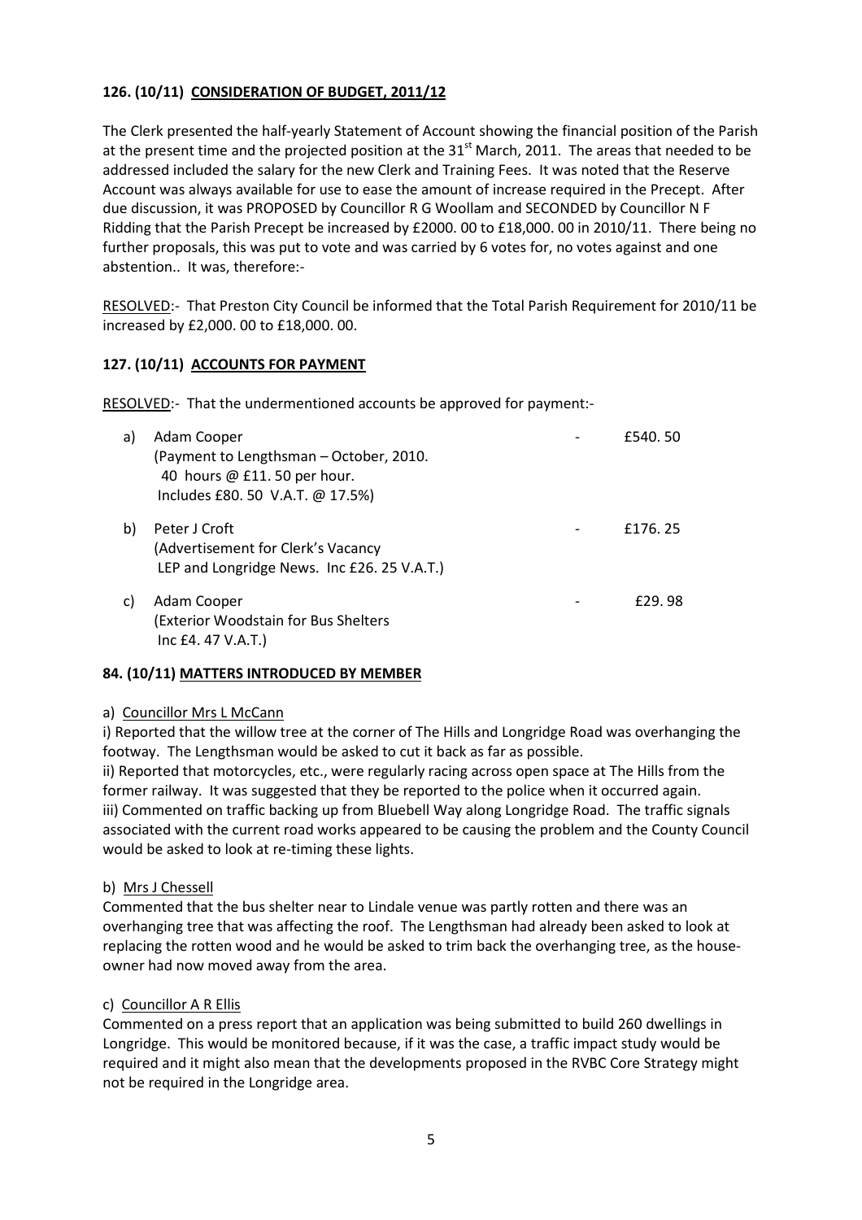**126. (10/11) CONSIDERATION OF BUDGET, 2011/12**

The Clerk presented the half-yearly Statement of Account showing the financial position of the Parish at the present time and the projected position at the 31st March, 2011. The areas that needed to be addressed included the salary for the new Clerk and Training Fees. It was noted that the Reserve Account was always available for use to ease the amount of increase required in the Precept. After due discussion, it was PROPOSED by Councillor R G Woollam and SECONDED by Councillor N F Ridding that the Parish Precept be increased by £2000. 00 to £18,000. 00 in 2010/11. There being no further proposals, this was put to vote and was carried by 6 votes for, no votes against and one abstention.. It was, therefore:-

RESOLVED:- That Preston City Council be informed that the Total Parish Requirement for 2010/11 be increased by £2,000. 00 to £18,000. 00.

**127. (10/11) ACCOUNTS FOR PAYMENT**

RESOLVED:- That the undermentioned accounts be approved for payment:-

a) Adam Cooper - £540. 50
(Payment to Lengthsman – October, 2010.
40 hours @ £11. 50 per hour.
Includes £80. 50 V.A.T. @ 17.5%)

b) Peter J Croft - £176. 25
(Advertisement for Clerk's Vacancy
LEP and Longridge News. Inc £26. 25 V.A.T.)

c) Adam Cooper - £29. 98
(Exterior Woodstain for Bus Shelters
Inc £4. 47 V.A.T.)

**84. (10/11) MATTERS INTRODUCED BY MEMBER**

a) Councillor Mrs L McCann

i) Reported that the willow tree at the corner of The Hills and Longridge Road was overhanging the footway. The Lengthsman would be asked to cut it back as far as possible.
ii) Reported that motorcycles, etc., were regularly racing across open space at The Hills from the former railway. It was suggested that they be reported to the police when it occurred again.
iii) Commented on traffic backing up from Bluebell Way along Longridge Road. The traffic signals associated with the current road works appeared to be causing the problem and the County Council would be asked to look at re-timing these lights.

b) Mrs J Chessell

Commented that the bus shelter near to Lindale venue was partly rotten and there was an overhanging tree that was affecting the roof. The Lengthsman had already been asked to look at replacing the rotten wood and he would be asked to trim back the overhanging tree, as the house-owner had now moved away from the area.

c) Councillor A R Ellis

Commented on a press report that an application was being submitted to build 260 dwellings in Longridge. This would be monitored because, if it was the case, a traffic impact study would be required and it might also mean that the developments proposed in the RVBC Core Strategy might not be required in the Longridge area.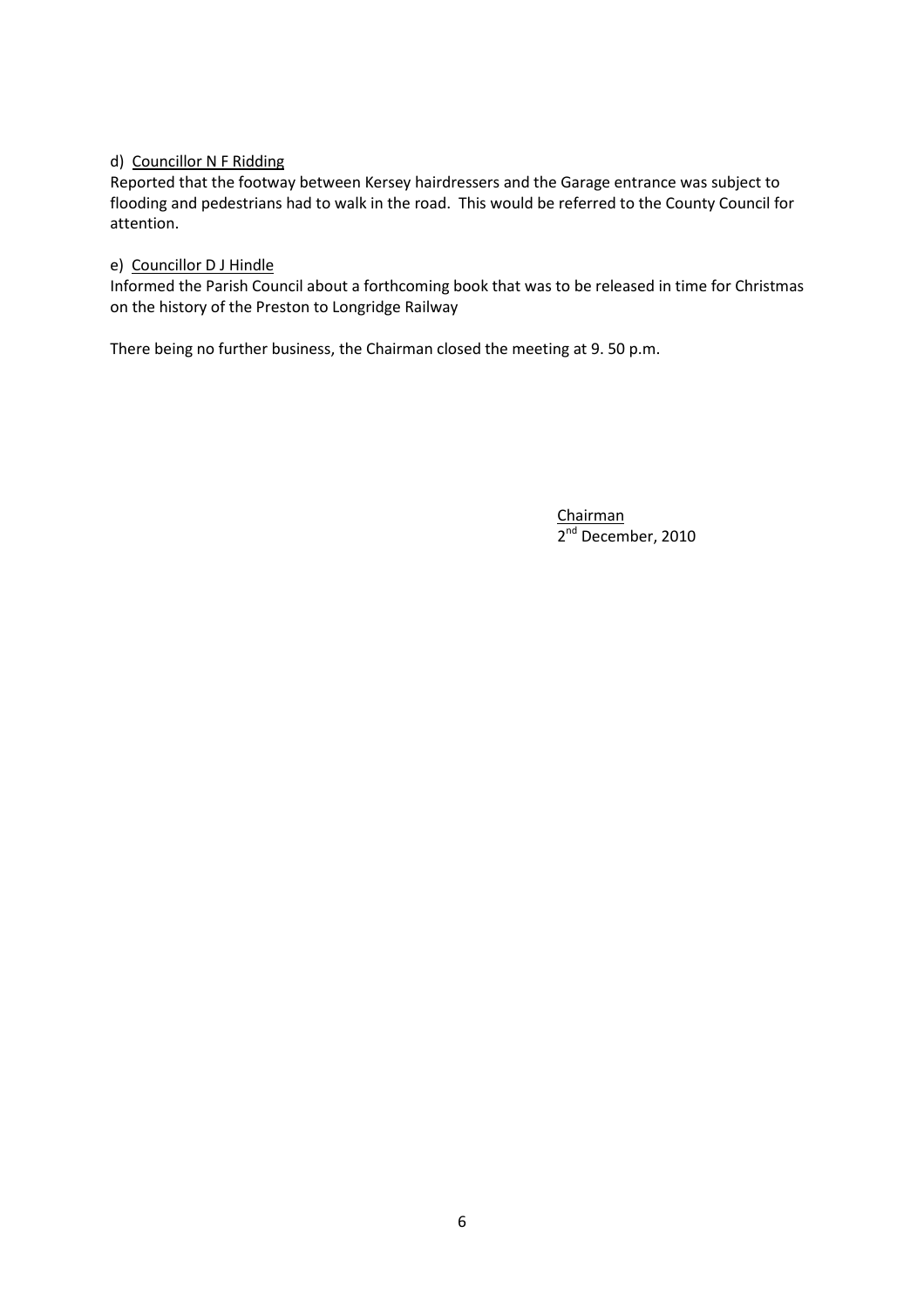d) <u>Councillor N F Ridding</u>
Reported that the footway between Kersey hairdressers and the Garage entrance was subject to flooding and pedestrians had to walk in the road. This would be referred to the County Council for attention.

e) <u>Councillor D J Hindle</u>
Informed the Parish Council about a forthcoming book that was to be released in time for Christmas on the history of the Preston to Longridge Railway

There being no further business, the Chairman closed the meeting at 9. 50 p.m.

<u>Chairman</u>
2nd December, 2010